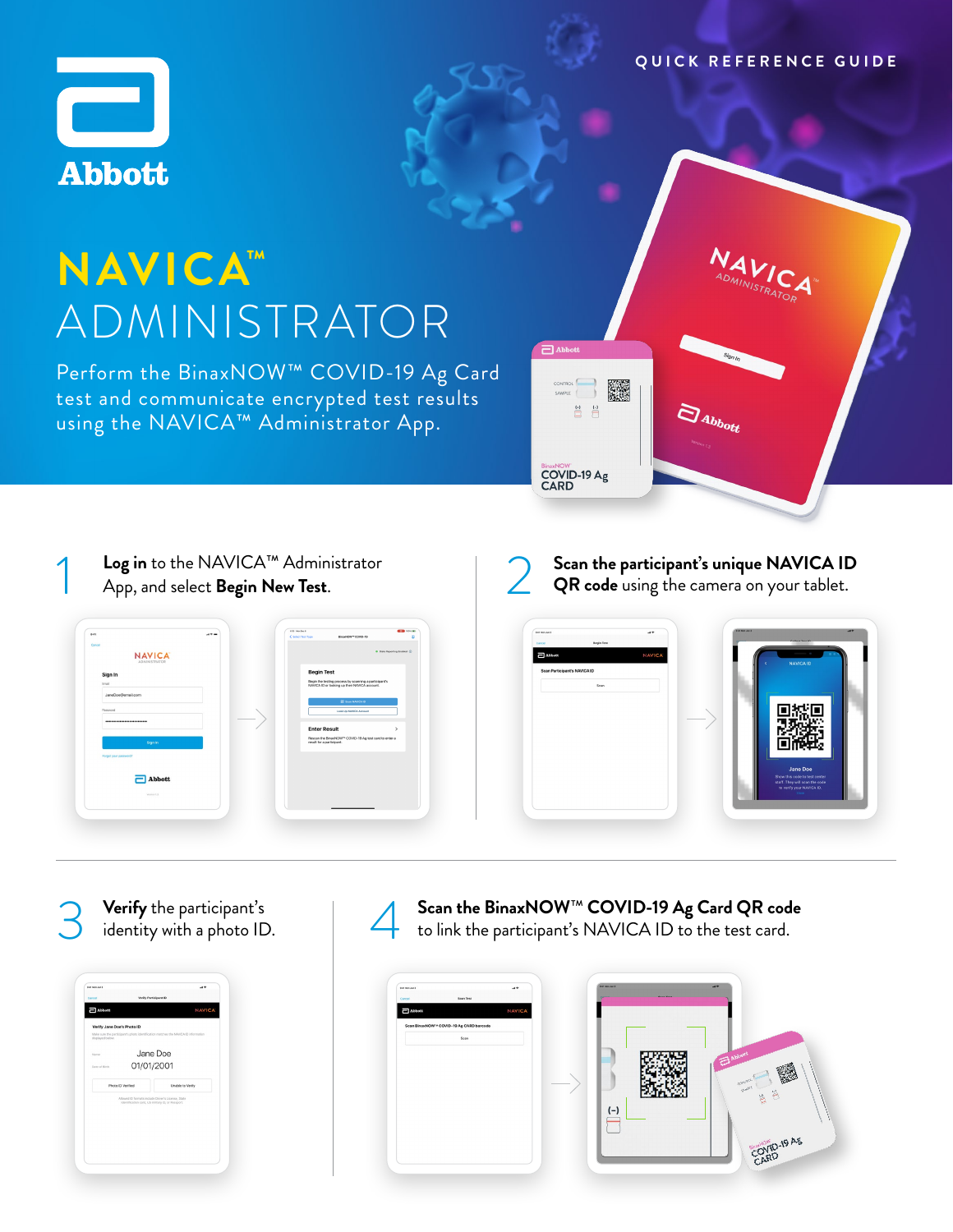Abbott

QUICK REFERENCE GUIDE

# NAVICA™ ADMINISTRATOR

Perform the BinaxNOW™ COVID-19 Ag Card test and communicate encrypted test results using the NAVICA™ Administrator App.

1 **Log in** to the NAVICA™ Administrator App, and select **Begin New Test**.

2 **Scan the participant's unique NAVICA ID QR code** using the camera on your tablet.

3 **Verify** the participant's identity with a photo ID.

4 **Scan the BinaxNOW™ COVID-19 Ag Card QR code** to link the participant's NAVICA ID to the test card.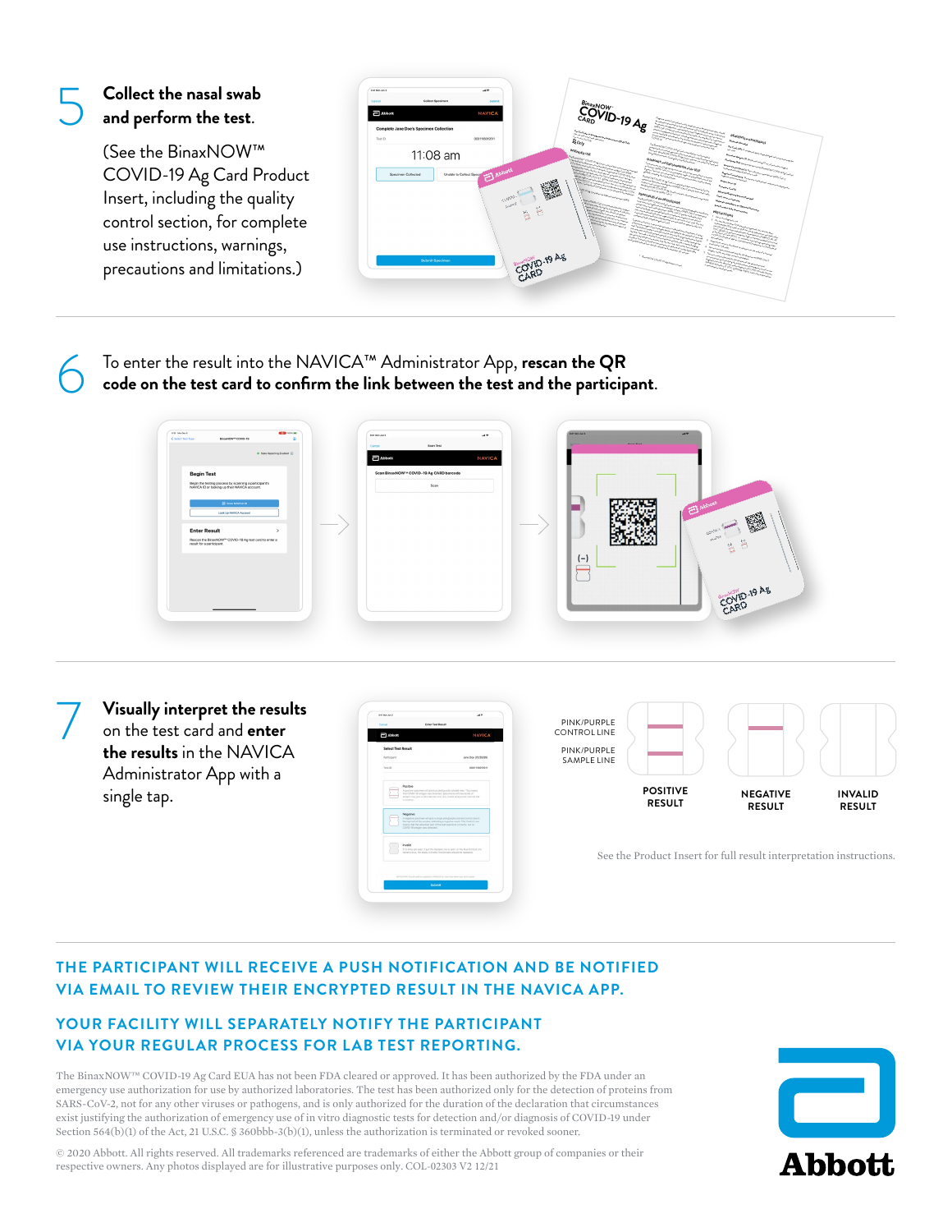5 **Collect the nasal swab and perform the test.**

(See the BinaxNOW™ COVID-19 Ag Card Product Insert, including the quality control section, for complete use instructions, warnings, precautions and limitations.)

6 To enter the result into the NAVICA™ Administrator App, **rescan the QR code on the test card to confirm the link between the test and the participant**.

7 **Visually interpret the results** on the test card and **enter the results** in the NAVICA Administrator App with a single tap.

PINK/PURPLE CONTROL LINE

PINK/PURPLE SAMPLE LINE

POSITIVE RESULT

NEGATIVE RESULT

INVALID RESULT

See the Product Insert for full result interpretation instructions.

**THE PARTICIPANT WILL RECEIVE A PUSH NOTIFICATION AND BE NOTIFIED VIA EMAIL TO REVIEW THEIR ENCRYPTED RESULT IN THE NAVICA APP.**

**YOUR FACILITY WILL SEPARATELY NOTIFY THE PARTICIPANT VIA YOUR REGULAR PROCESS FOR LAB TEST REPORTING.**

The BinaxNOW™ COVID-19 Ag Card EUA has not been FDA cleared or approved. It has been authorized by the FDA under an emergency use authorization for use by authorized laboratories. The test has been authorized only for the detection of proteins from SARS-CoV-2, not for any other viruses or pathogens, and is only authorized for the duration of the declaration that circumstances exist justifying the authorization of emergency use of in vitro diagnostic tests for detection and/or diagnosis of COVID-19 under Section 564(b)(1) of the Act, 21 U.S.C. § 360bbb-3(b)(1), unless the authorization is terminated or revoked sooner.

© 2020 Abbott. All rights reserved. All trademarks referenced are trademarks of either the Abbott group of companies or their respective owners. Any photos displayed are for illustrative purposes only. COL-02303 V2 12/21

Abbott